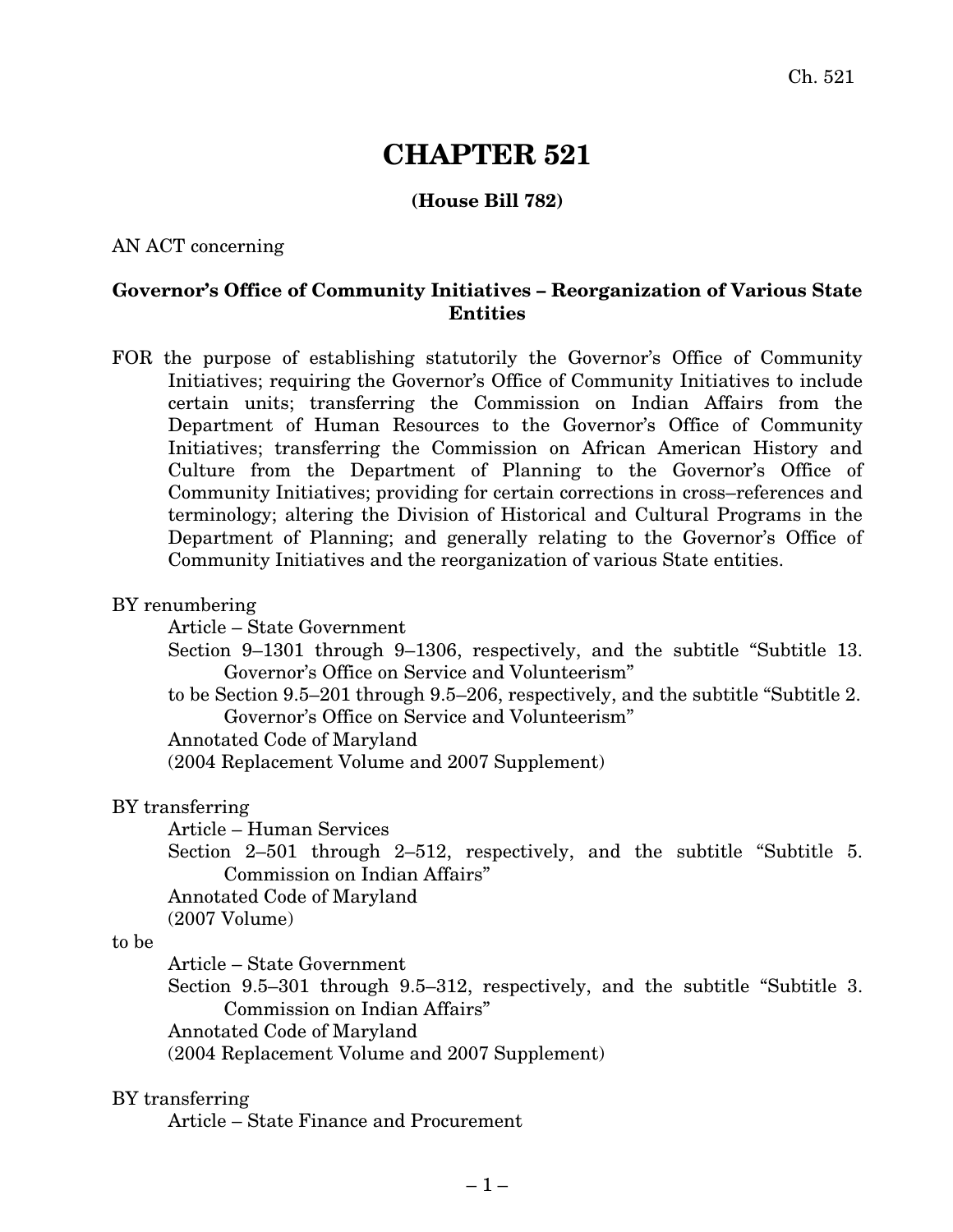# CHAPTER 521

**(House Bill 782)**

AN ACT concerning

**Governor's Office of Community Initiatives – Reorganization of Various State Entities**

FOR the purpose of establishing statutorily the Governor's Office of Community Initiatives; requiring the Governor's Office of Community Initiatives to include certain units; transferring the Commission on Indian Affairs from the Department of Human Resources to the Governor's Office of Community Initiatives; transferring the Commission on African American History and Culture from the Department of Planning to the Governor's Office of Community Initiatives; providing for certain corrections in cross–references and terminology; altering the Division of Historical and Cultural Programs in the Department of Planning; and generally relating to the Governor's Office of Community Initiatives and the reorganization of various State entities.

BY renumbering
Article – State Government
Section 9–1301 through 9–1306, respectively, and the subtitle "Subtitle 13. Governor's Office on Service and Volunteerism"
to be Section 9.5–201 through 9.5–206, respectively, and the subtitle "Subtitle 2. Governor's Office on Service and Volunteerism"
Annotated Code of Maryland
(2004 Replacement Volume and 2007 Supplement)

BY transferring
Article – Human Services
Section 2–501 through 2–512, respectively, and the subtitle "Subtitle 5. Commission on Indian Affairs"
Annotated Code of Maryland
(2007 Volume)
to be
Article – State Government
Section 9.5–301 through 9.5–312, respectively, and the subtitle "Subtitle 3. Commission on Indian Affairs"
Annotated Code of Maryland
(2004 Replacement Volume and 2007 Supplement)

BY transferring
Article – State Finance and Procurement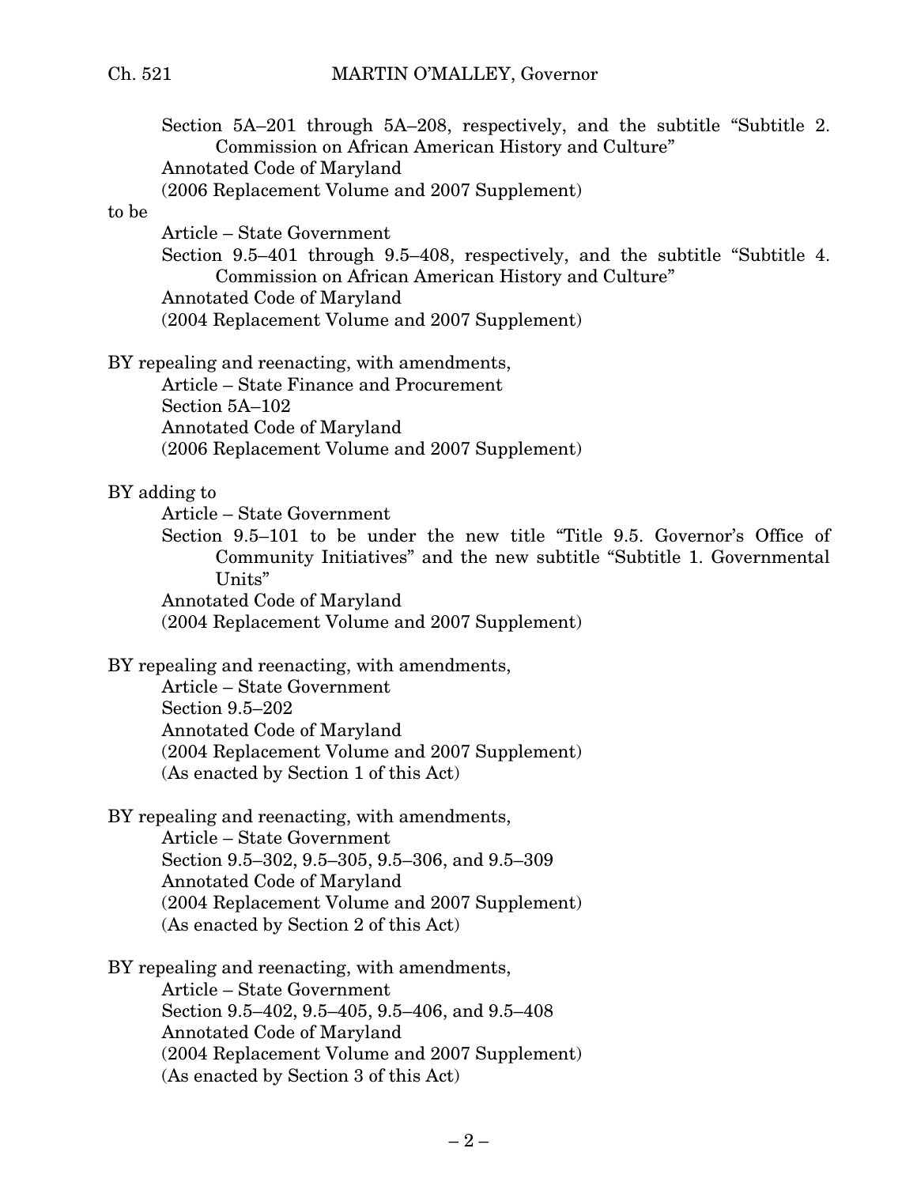Section 5A–201 through 5A–208, respectively, and the subtitle "Subtitle 2. Commission on African American History and Culture"
Annotated Code of Maryland
(2006 Replacement Volume and 2007 Supplement)

to be

Article – State Government
Section 9.5–401 through 9.5–408, respectively, and the subtitle "Subtitle 4. Commission on African American History and Culture"
Annotated Code of Maryland
(2004 Replacement Volume and 2007 Supplement)

BY repealing and reenacting, with amendments,
Article – State Finance and Procurement
Section 5A–102
Annotated Code of Maryland
(2006 Replacement Volume and 2007 Supplement)

BY adding to
Article – State Government
Section 9.5–101 to be under the new title "Title 9.5. Governor's Office of Community Initiatives" and the new subtitle "Subtitle 1. Governmental Units"
Annotated Code of Maryland
(2004 Replacement Volume and 2007 Supplement)

BY repealing and reenacting, with amendments,
Article – State Government
Section 9.5–202
Annotated Code of Maryland
(2004 Replacement Volume and 2007 Supplement)
(As enacted by Section 1 of this Act)

BY repealing and reenacting, with amendments,
Article – State Government
Section 9.5–302, 9.5–305, 9.5–306, and 9.5–309
Annotated Code of Maryland
(2004 Replacement Volume and 2007 Supplement)
(As enacted by Section 2 of this Act)

BY repealing and reenacting, with amendments,
Article – State Government
Section 9.5–402, 9.5–405, 9.5–406, and 9.5–408
Annotated Code of Maryland
(2004 Replacement Volume and 2007 Supplement)
(As enacted by Section 3 of this Act)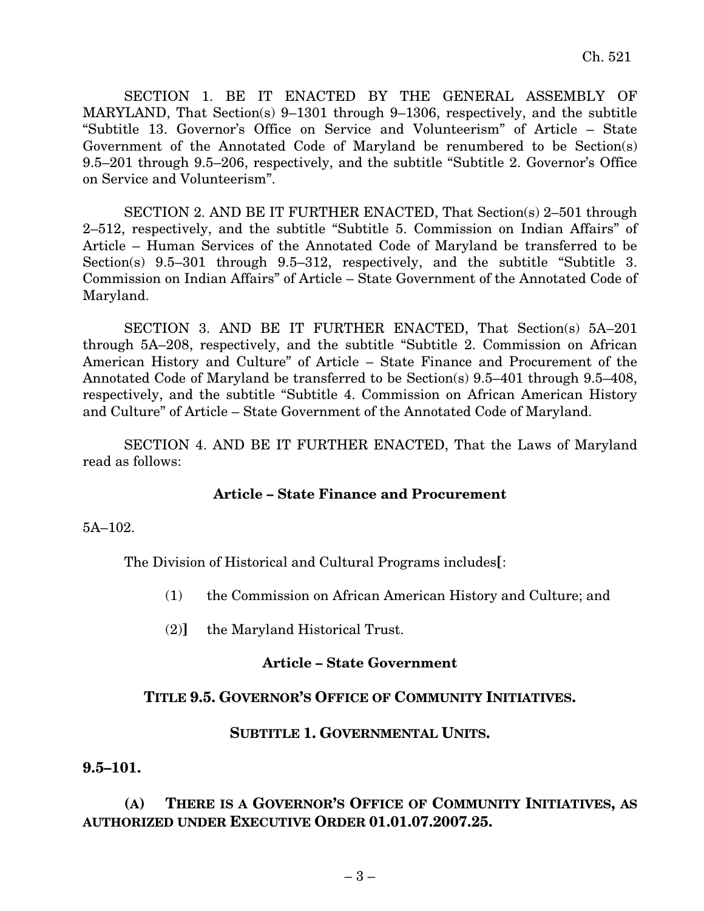SECTION 1. BE IT ENACTED BY THE GENERAL ASSEMBLY OF MARYLAND, That Section(s) 9–1301 through 9–1306, respectively, and the subtitle "Subtitle 13. Governor's Office on Service and Volunteerism" of Article – State Government of the Annotated Code of Maryland be renumbered to be Section(s) 9.5–201 through 9.5–206, respectively, and the subtitle "Subtitle 2. Governor's Office on Service and Volunteerism".

SECTION 2. AND BE IT FURTHER ENACTED, That Section(s) 2–501 through 2–512, respectively, and the subtitle "Subtitle 5. Commission on Indian Affairs" of Article – Human Services of the Annotated Code of Maryland be transferred to be Section(s) 9.5–301 through 9.5–312, respectively, and the subtitle "Subtitle 3. Commission on Indian Affairs" of Article – State Government of the Annotated Code of Maryland.

SECTION 3. AND BE IT FURTHER ENACTED, That Section(s) 5A–201 through 5A–208, respectively, and the subtitle "Subtitle 2. Commission on African American History and Culture" of Article – State Finance and Procurement of the Annotated Code of Maryland be transferred to be Section(s) 9.5–401 through 9.5–408, respectively, and the subtitle "Subtitle 4. Commission on African American History and Culture" of Article – State Government of the Annotated Code of Maryland.

SECTION 4. AND BE IT FURTHER ENACTED, That the Laws of Maryland read as follows:

**Article – State Finance and Procurement**

5A–102.

The Division of Historical and Cultural Programs includes**[**:

(1) the Commission on African American History and Culture; and

(2)**]** the Maryland Historical Trust.

**Article – State Government**

**TITLE 9.5. GOVERNOR'S OFFICE OF COMMUNITY INITIATIVES.**

**SUBTITLE 1. GOVERNMENTAL UNITS.**

**9.5–101.**

**(A) THERE IS A GOVERNOR'S OFFICE OF COMMUNITY INITIATIVES, AS AUTHORIZED UNDER EXECUTIVE ORDER 01.01.07.2007.25.**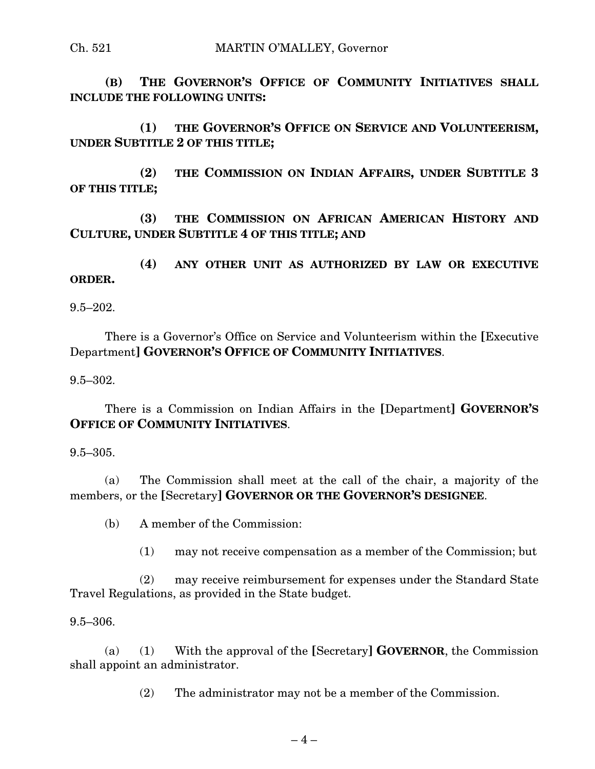**(B) THE GOVERNOR'S OFFICE OF COMMUNITY INITIATIVES SHALL INCLUDE THE FOLLOWING UNITS:**

**(1) THE GOVERNOR'S OFFICE ON SERVICE AND VOLUNTEERISM, UNDER SUBTITLE 2 OF THIS TITLE;**

**(2) THE COMMISSION ON INDIAN AFFAIRS, UNDER SUBTITLE 3 OF THIS TITLE;**

**(3) THE COMMISSION ON AFRICAN AMERICAN HISTORY AND CULTURE, UNDER SUBTITLE 4 OF THIS TITLE; AND**

**(4) ANY OTHER UNIT AS AUTHORIZED BY LAW OR EXECUTIVE ORDER.**

9.5–202.

There is a Governor's Office on Service and Volunteerism within the **[**Executive Department**] GOVERNOR'S OFFICE OF COMMUNITY INITIATIVES**.

9.5–302.

There is a Commission on Indian Affairs in the **[**Department**] GOVERNOR'S OFFICE OF COMMUNITY INITIATIVES**.

9.5–305.

(a) The Commission shall meet at the call of the chair, a majority of the members, or the **[**Secretary**] GOVERNOR OR THE GOVERNOR'S DESIGNEE**.

(b) A member of the Commission:

(1) may not receive compensation as a member of the Commission; but

(2) may receive reimbursement for expenses under the Standard State Travel Regulations, as provided in the State budget.

9.5–306.

(a) (1) With the approval of the **[**Secretary**] GOVERNOR**, the Commission shall appoint an administrator.

(2) The administrator may not be a member of the Commission.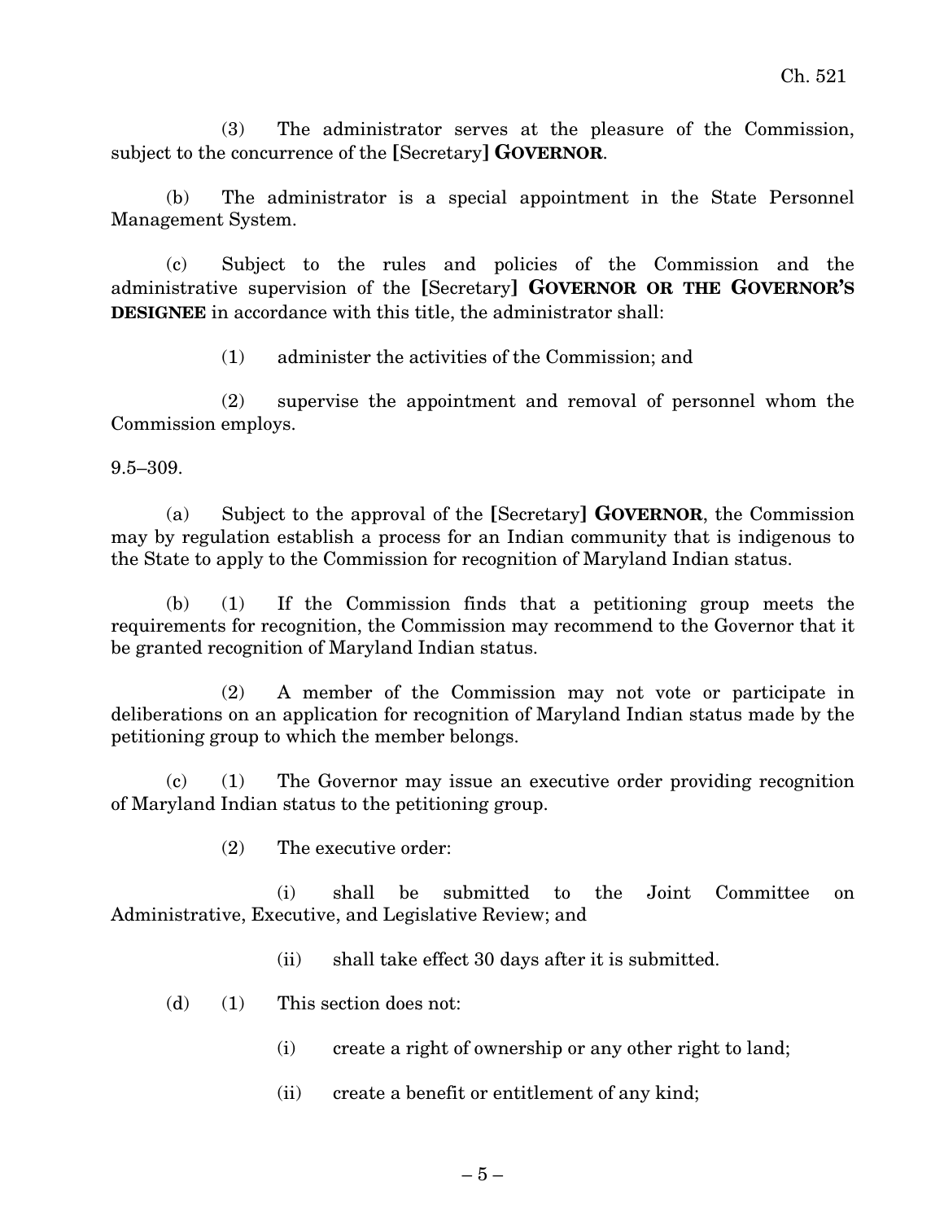(3) The administrator serves at the pleasure of the Commission, subject to the concurrence of the **[**Secretary**]** **GOVERNOR**.

(b) The administrator is a special appointment in the State Personnel Management System.

(c) Subject to the rules and policies of the Commission and the administrative supervision of the **[**Secretary**]** **GOVERNOR OR THE GOVERNOR'S DESIGNEE** in accordance with this title, the administrator shall:

(1) administer the activities of the Commission; and

(2) supervise the appointment and removal of personnel whom the Commission employs.

9.5–309.

(a) Subject to the approval of the **[**Secretary**]** **GOVERNOR**, the Commission may by regulation establish a process for an Indian community that is indigenous to the State to apply to the Commission for recognition of Maryland Indian status.

(b) (1) If the Commission finds that a petitioning group meets the requirements for recognition, the Commission may recommend to the Governor that it be granted recognition of Maryland Indian status.

(2) A member of the Commission may not vote or participate in deliberations on an application for recognition of Maryland Indian status made by the petitioning group to which the member belongs.

(c) (1) The Governor may issue an executive order providing recognition of Maryland Indian status to the petitioning group.

(2) The executive order:

(i) shall be submitted to the Joint Committee on Administrative, Executive, and Legislative Review; and

(ii) shall take effect 30 days after it is submitted.

(d) (1) This section does not:

(i) create a right of ownership or any other right to land;

(ii) create a benefit or entitlement of any kind;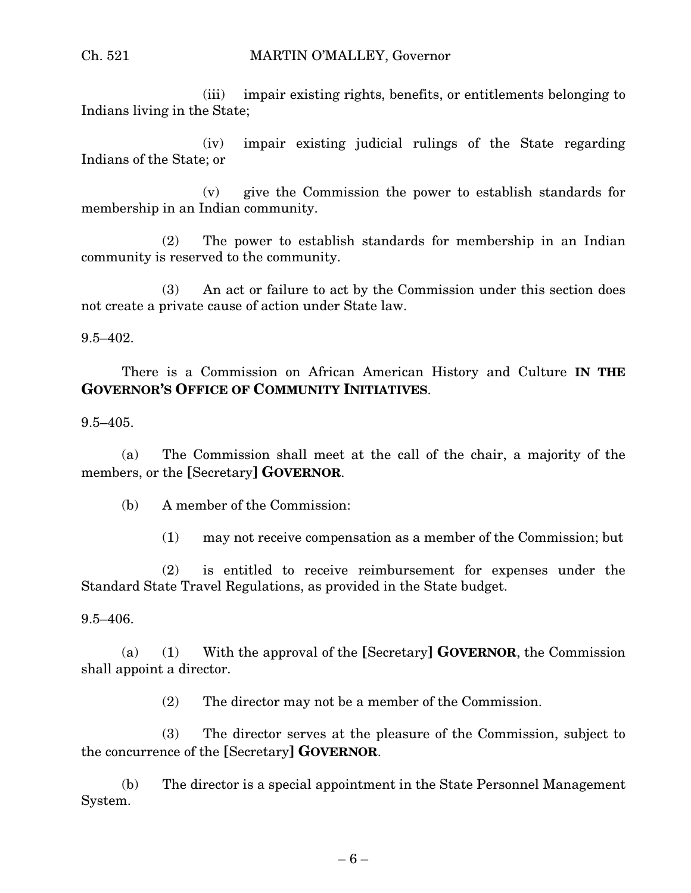(iii) impair existing rights, benefits, or entitlements belonging to Indians living in the State;

(iv) impair existing judicial rulings of the State regarding Indians of the State; or

(v) give the Commission the power to establish standards for membership in an Indian community.

(2) The power to establish standards for membership in an Indian community is reserved to the community.

(3) An act or failure to act by the Commission under this section does not create a private cause of action under State law.

9.5–402.

There is a Commission on African American History and Culture **IN THE GOVERNOR'S OFFICE OF COMMUNITY INITIATIVES**.

9.5–405.

(a) The Commission shall meet at the call of the chair, a majority of the members, or the **[**Secretary**] GOVERNOR**.

(b) A member of the Commission:

(1) may not receive compensation as a member of the Commission; but

(2) is entitled to receive reimbursement for expenses under the Standard State Travel Regulations, as provided in the State budget.

9.5–406.

(a) (1) With the approval of the **[**Secretary**] GOVERNOR**, the Commission shall appoint a director.

(2) The director may not be a member of the Commission.

(3) The director serves at the pleasure of the Commission, subject to the concurrence of the **[**Secretary**] GOVERNOR**.

(b) The director is a special appointment in the State Personnel Management System.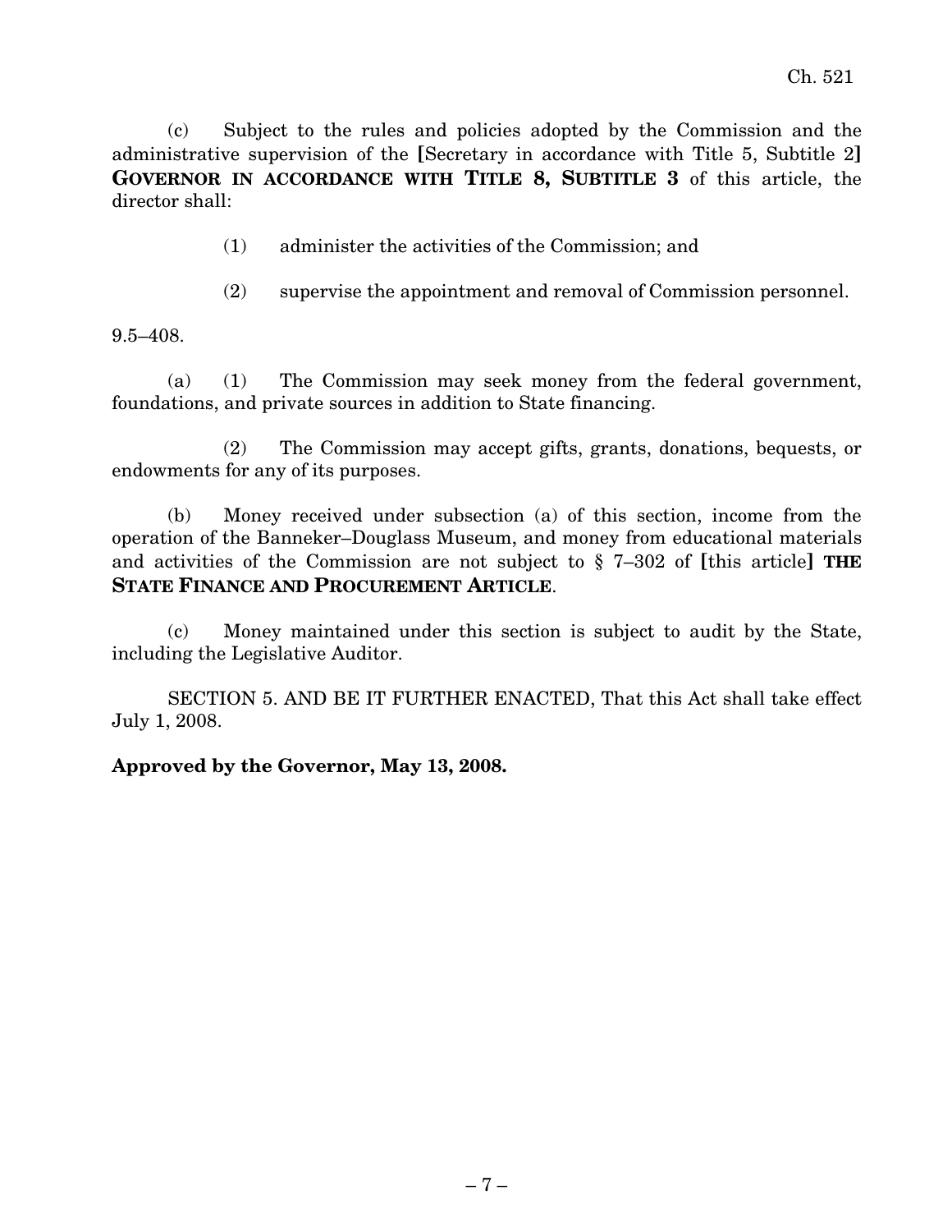(c) Subject to the rules and policies adopted by the Commission and the administrative supervision of the [Secretary in accordance with Title 5, Subtitle 2] **GOVERNOR IN ACCORDANCE WITH TITLE 8, SUBTITLE 3** of this article, the director shall:

(1) administer the activities of the Commission; and

(2) supervise the appointment and removal of Commission personnel.

9.5–408.

(a) (1) The Commission may seek money from the federal government, foundations, and private sources in addition to State financing.

(2) The Commission may accept gifts, grants, donations, bequests, or endowments for any of its purposes.

(b) Money received under subsection (a) of this section, income from the operation of the Banneker–Douglass Museum, and money from educational materials and activities of the Commission are not subject to § 7–302 of [this article] **THE STATE FINANCE AND PROCUREMENT ARTICLE**.

(c) Money maintained under this section is subject to audit by the State, including the Legislative Auditor.

SECTION 5. AND BE IT FURTHER ENACTED, That this Act shall take effect July 1, 2008.

**Approved by the Governor, May 13, 2008.**